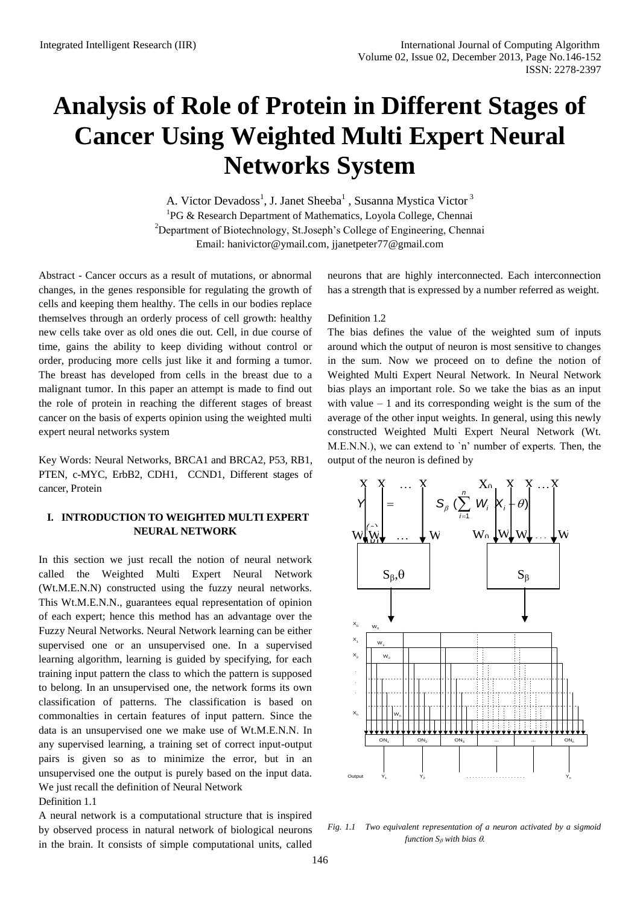# Analysis of Role of Protein in Different Stages of Cancer Using Weighted Multi Expert Neural Networks System

A. Victor Devadoss[1], J. Janet Sheeba[1] , Susanna Mystica Victor[3]

[1]PG & Research Department of Mathematics, Loyola College, Chennai

[2]Department of Biotechnology, St.Joseph's College of Engineering, Chennai

Email: hanivictor@ymail.com, jjanetpeter77@gmail.com

Abstract - Cancer occurs as a result of mutations, or abnormal changes, in the genes responsible for regulating the growth of cells and keeping them healthy. The cells in our bodies replace themselves through an orderly process of cell growth: healthy new cells take over as old ones die out. Cell, in due course of time, gains the ability to keep dividing without control or order, producing more cells just like it and forming a tumor. The breast has developed from cells in the breast due to a malignant tumor. In this paper an attempt is made to find out the role of protein in reaching the different stages of breast cancer on the basis of experts opinion using the weighted multi expert neural networks system

Key Words: Neural Networks, BRCA1 and BRCA2, P53, RB1, PTEN, c-MYC, ErbB2, CDH1, CCND1, Different stages of cancer, Protein

## I. INTRODUCTION TO WEIGHTED MULTI EXPERT NEURAL NETWORK

In this section we just recall the notion of neural network called the Weighted Multi Expert Neural Network (Wt.M.E.N.N) constructed using the fuzzy neural networks. This Wt.M.E.N.N., guarantees equal representation of opinion of each expert; hence this method has an advantage over the Fuzzy Neural Networks. Neural Network learning can be either supervised one or an unsupervised one. In a supervised learning algorithm, learning is guided by specifying, for each training input pattern the class to which the pattern is supposed to belong. In an unsupervised one, the network forms its own classification of patterns. The classification is based on commonalties in certain features of input pattern. Since the data is an unsupervised one we make use of Wt.M.E.N.N. In any supervised learning, a training set of correct input-output pairs is given so as to minimize the error, but in an unsupervised one the output is purely based on the input data. We just recall the definition of Neural Network

Definition 1.1

A neural network is a computational structure that is inspired by observed process in natural network of biological neurons in the brain. It consists of simple computational units, called neurons that are highly interconnected. Each interconnection has a strength that is expressed by a number referred as weight.

Definition 1.2

The bias defines the value of the weighted sum of inputs around which the output of neuron is most sensitive to changes in the sum. Now we proceed on to define the notion of Weighted Multi Expert Neural Network. In Neural Network bias plays an important role. So we take the bias as an input with value – 1 and its corresponding weight is the sum of the average of the other input weights. In general, using this newly constructed Weighted Multi Expert Neural Network (Wt. M.E.N.N.), we can extend to `n' number of experts. Then, the output of the neuron is defined by

$$Y = S_\beta \left( \sum_{i=1}^{n} W_i X_i - \theta \right)$$

*Fig. 1.1 Two equivalent representation of a neuron activated by a sigmoid function $S_\beta$ with bias $\theta$.*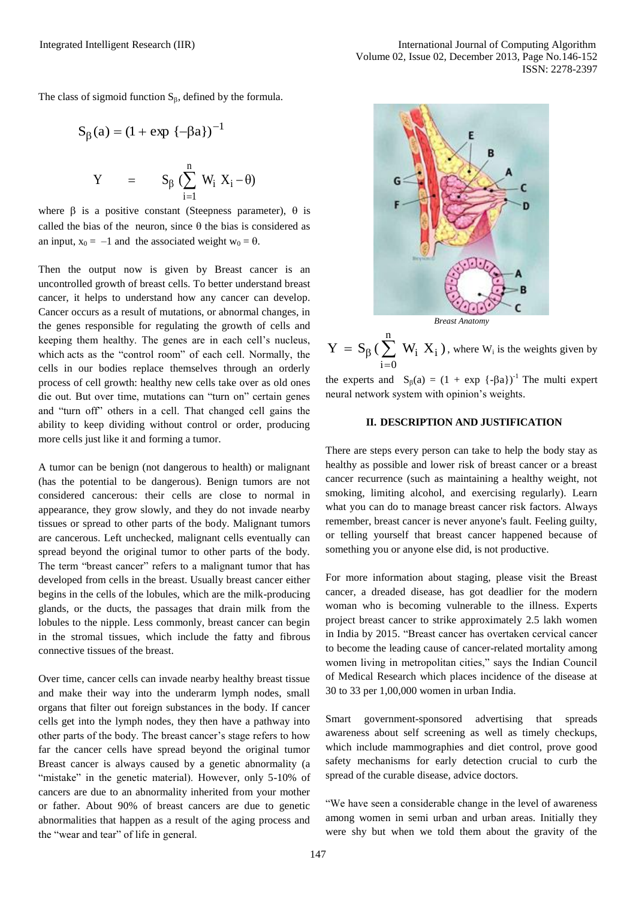The class of sigmoid function $S_\beta$, defined by the formula.

$$S_\beta(a) = (1 + \exp\{-\beta a\})^{-1}$$

$$Y = S_\beta\left(\sum_{i=1}^{n} W_i X_i - \theta\right)$$

where $\beta$ is a positive constant (Steepness parameter), $\theta$ is called the bias of the neuron, since $\theta$ the bias is considered as an input, $x_0 = -1$ and the associated weight $w_0 = \theta$.

Then the output now is given by Breast cancer is an uncontrolled growth of breast cells. To better understand breast cancer, it helps to understand how any cancer can develop. Cancer occurs as a result of mutations, or abnormal changes, in the genes responsible for regulating the growth of cells and keeping them healthy. The genes are in each cell's nucleus, which acts as the "control room" of each cell. Normally, the cells in our bodies replace themselves through an orderly process of cell growth: healthy new cells take over as old ones die out. But over time, mutations can "turn on" certain genes and "turn off" others in a cell. That changed cell gains the ability to keep dividing without control or order, producing more cells just like it and forming a tumor.

A tumor can be benign (not dangerous to health) or malignant (has the potential to be dangerous). Benign tumors are not considered cancerous: their cells are close to normal in appearance, they grow slowly, and they do not invade nearby tissues or spread to other parts of the body. Malignant tumors are cancerous. Left unchecked, malignant cells eventually can spread beyond the original tumor to other parts of the body. The term "breast cancer" refers to a malignant tumor that has developed from cells in the breast. Usually breast cancer either begins in the cells of the lobules, which are the milk-producing glands, or the ducts, the passages that drain milk from the lobules to the nipple. Less commonly, breast cancer can begin in the stromal tissues, which include the fatty and fibrous connective tissues of the breast.

Over time, cancer cells can invade nearby healthy breast tissue and make their way into the underarm lymph nodes, small organs that filter out foreign substances in the body. If cancer cells get into the lymph nodes, they then have a pathway into other parts of the body. The breast cancer's stage refers to how far the cancer cells have spread beyond the original tumor Breast cancer is always caused by a genetic abnormality (a "mistake" in the genetic material). However, only 5-10% of cancers are due to an abnormality inherited from your mother or father. About 90% of breast cancers are due to genetic abnormalities that happen as a result of the aging process and the "wear and tear" of life in general.

*Breast Anatomy*

$Y = S_\beta\left(\sum_{i=0}^{n} W_i X_i\right)$, where $W_i$ is the weights given by the experts and $S_\beta(a) = (1 + \exp\{-\beta a\})^{-1}$ The multi expert neural network system with opinion's weights.

## II. DESCRIPTION AND JUSTIFICATION

There are steps every person can take to help the body stay as healthy as possible and lower risk of breast cancer or a breast cancer recurrence (such as maintaining a healthy weight, not smoking, limiting alcohol, and exercising regularly). Learn what you can do to manage breast cancer risk factors. Always remember, breast cancer is never anyone's fault. Feeling guilty, or telling yourself that breast cancer happened because of something you or anyone else did, is not productive.

For more information about staging, please visit the Breast cancer, a dreaded disease, has got deadlier for the modern woman who is becoming vulnerable to the illness. Experts project breast cancer to strike approximately 2.5 lakh women in India by 2015. "Breast cancer has overtaken cervical cancer to become the leading cause of cancer-related mortality among women living in metropolitan cities," says the Indian Council of Medical Research which places incidence of the disease at 30 to 33 per 1,00,000 women in urban India.

Smart government-sponsored advertising that spreads awareness about self screening as well as timely checkups, which include mammographies and diet control, prove good safety mechanisms for early detection crucial to curb the spread of the curable disease, advice doctors.

"We have seen a considerable change in the level of awareness among women in semi urban and urban areas. Initially they were shy but when we told them about the gravity of the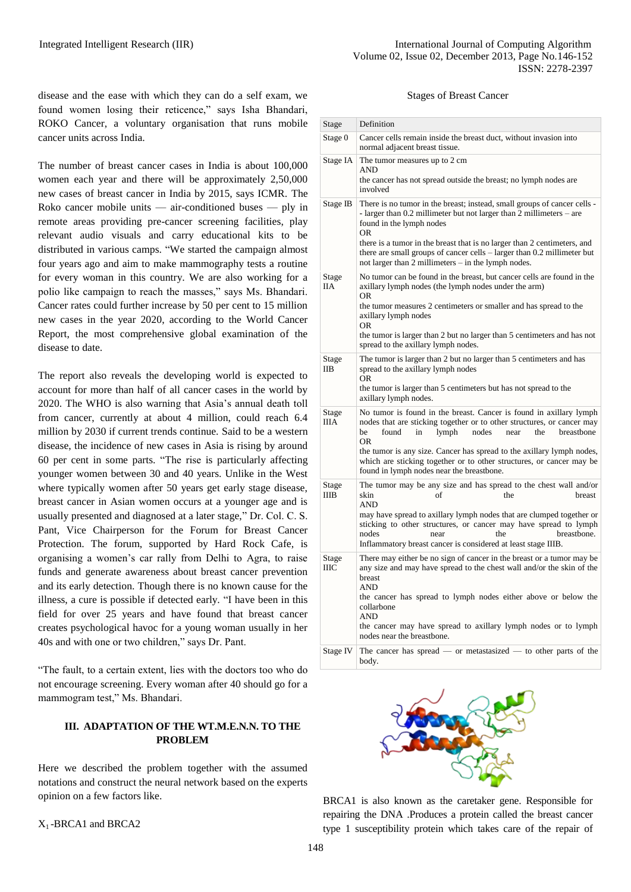disease and the ease with which they can do a self exam, we found women losing their reticence," says Isha Bhandari, ROKO Cancer, a voluntary organisation that runs mobile cancer units across India.

The number of breast cancer cases in India is about 100,000 women each year and there will be approximately 2,50,000 new cases of breast cancer in India by 2015, says ICMR. The Roko cancer mobile units — air-conditioned buses — ply in remote areas providing pre-cancer screening facilities, play relevant audio visuals and carry educational kits to be distributed in various camps. "We started the campaign almost four years ago and aim to make mammography tests a routine for every woman in this country. We are also working for a polio like campaign to reach the masses," says Ms. Bhandari. Cancer rates could further increase by 50 per cent to 15 million new cases in the year 2020, according to the World Cancer Report, the most comprehensive global examination of the disease to date.

The report also reveals the developing world is expected to account for more than half of all cancer cases in the world by 2020. The WHO is also warning that Asia's annual death toll from cancer, currently at about 4 million, could reach 6.4 million by 2030 if current trends continue. Said to be a western disease, the incidence of new cases in Asia is rising by around 60 per cent in some parts. "The rise is particularly affecting younger women between 30 and 40 years. Unlike in the West where typically women after 50 years get early stage disease, breast cancer in Asian women occurs at a younger age and is usually presented and diagnosed at a later stage," Dr. Col. C. S. Pant, Vice Chairperson for the Forum for Breast Cancer Protection. The forum, supported by Hard Rock Cafe, is organising a women's car rally from Delhi to Agra, to raise funds and generate awareness about breast cancer prevention and its early detection. Though there is no known cause for the illness, a cure is possible if detected early. "I have been in this field for over 25 years and have found that breast cancer creates psychological havoc for a young woman usually in her 40s and with one or two children," says Dr. Pant.

"The fault, to a certain extent, lies with the doctors too who do not encourage screening. Every woman after 40 should go for a mammogram test," Ms. Bhandari.

## III. ADAPTATION OF THE WT.M.E.N.N. TO THE PROBLEM

Here we described the problem together with the assumed notations and construct the neural network based on the experts opinion on a few factors like.

$X_1$ -BRCA1 and BRCA2

Stages of Breast Cancer

| Stage | Definition |
|---|---|
| Stage 0 | Cancer cells remain inside the breast duct, without invasion into normal adjacent breast tissue. |
| Stage IA | The tumor measures up to 2 cm AND the cancer has not spread outside the breast; no lymph nodes are involved |
| Stage IB | There is no tumor in the breast; instead, small groups of cancer cells -- larger than 0.2 millimeter but not larger than 2 millimeters – are found in the lymph nodes OR there is a tumor in the breast that is no larger than 2 centimeters, and there are small groups of cancer cells – larger than 0.2 millimeter but not larger than 2 millimeters – in the lymph nodes. |
| Stage IIA | No tumor can be found in the breast, but cancer cells are found in the axillary lymph nodes (the lymph nodes under the arm) OR the tumor measures 2 centimeters or smaller and has spread to the axillary lymph nodes OR the tumor is larger than 2 but no larger than 5 centimeters and has not spread to the axillary lymph nodes. |
| Stage IIB | The tumor is larger than 2 but no larger than 5 centimeters and has spread to the axillary lymph nodes OR the tumor is larger than 5 centimeters but has not spread to the axillary lymph nodes. |
| Stage IIIA | No tumor is found in the breast. Cancer is found in axillary lymph nodes that are sticking together or to other structures, or cancer may be found in lymph nodes near the breastbone OR the tumor is any size. Cancer has spread to the axillary lymph nodes, which are sticking together or to other structures, or cancer may be found in lymph nodes near the breastbone. |
| Stage IIIB | The tumor may be any size and has spread to the chest wall and/or skin of the breast AND may have spread to axillary lymph nodes that are clumped together or sticking to other structures, or cancer may have spread to lymph nodes near the breastbone. Inflammatory breast cancer is considered at least stage IIIB. |
| Stage IIIC | There may either be no sign of cancer in the breast or a tumor may be any size and may have spread to the chest wall and/or the skin of the breast AND the cancer has spread to lymph nodes either above or below the collarbone AND the cancer may have spread to axillary lymph nodes or to lymph nodes near the breastbone. |
| Stage IV | The cancer has spread — or metastasized — to other parts of the body. |

BRCA1 is also known as the caretaker gene. Responsible for repairing the DNA .Produces a protein called the breast cancer type 1 susceptibility protein which takes care of the repair of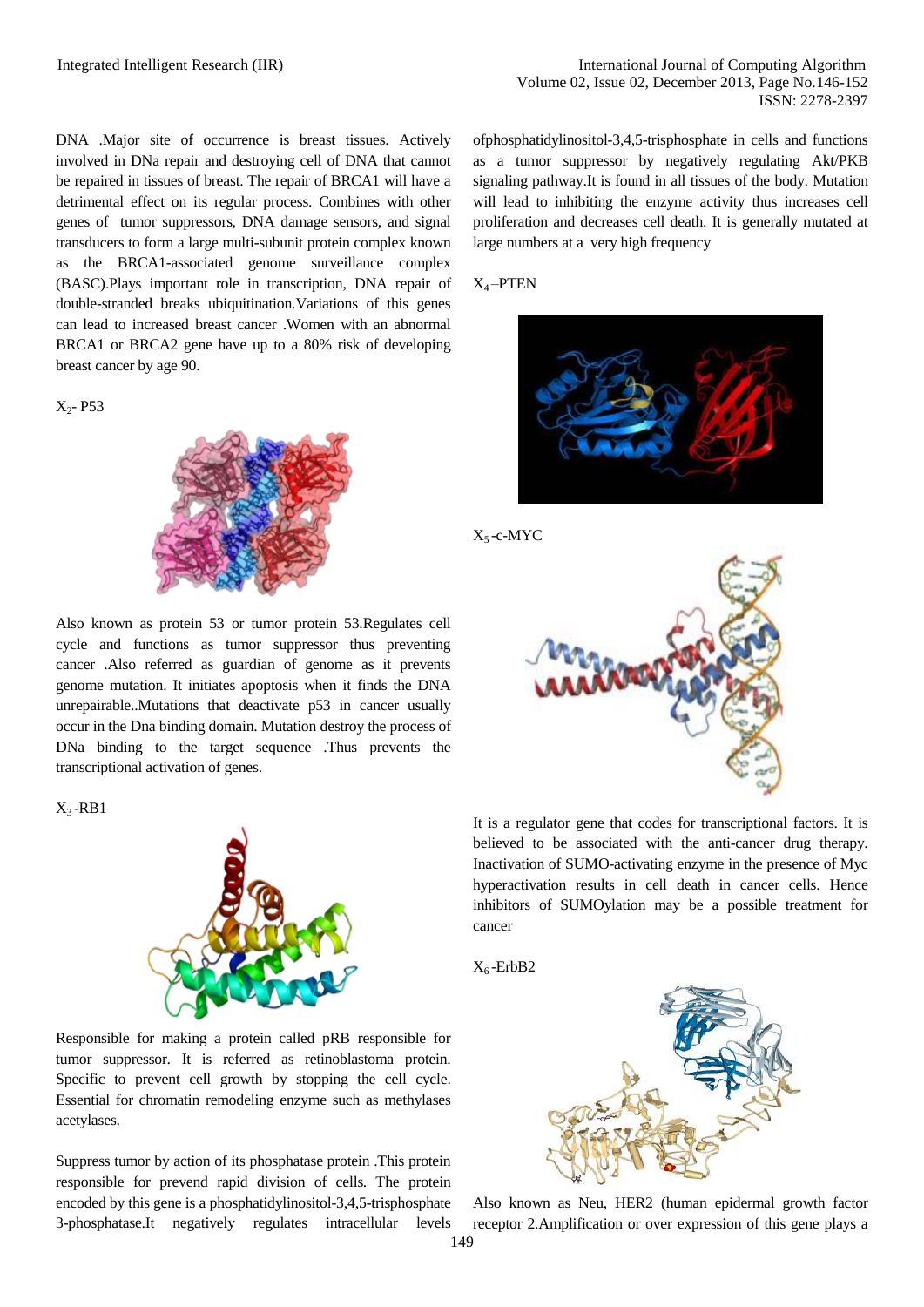DNA .Major site of occurrence is breast tissues. Actively involved in DNa repair and destroying cell of DNA that cannot be repaired in tissues of breast. The repair of BRCA1 will have a detrimental effect on its regular process. Combines with other genes of tumor suppressors, DNA damage sensors, and signal transducers to form a large multi-subunit protein complex known as the BRCA1-associated genome surveillance complex (BASC).Plays important role in transcription, DNA repair of double-stranded breaks ubiquitination.Variations of this genes can lead to increased breast cancer .Women with an abnormal BRCA1 or BRCA2 gene have up to a 80% risk of developing breast cancer by age 90.

$X_2$- P53

Also known as protein 53 or tumor protein 53.Regulates cell cycle and functions as tumor suppressor thus preventing cancer .Also referred as guardian of genome as it prevents genome mutation. It initiates apoptosis when it finds the DNA unrepairable..Mutations that deactivate p53 in cancer usually occur in the Dna binding domain. Mutation destroy the process of DNa binding to the target sequence .Thus prevents the transcriptional activation of genes.

$X_3$-RB1

Responsible for making a protein called pRB responsible for tumor suppressor. It is referred as retinoblastoma protein. Specific to prevent cell growth by stopping the cell cycle. Essential for chromatin remodeling enzyme such as methylases acetylases.

Suppress tumor by action of its phosphatase protein .This protein responsible for prevend rapid division of cells. The protein encoded by this gene is a phosphatidylinositol-3,4,5-trisphosphate 3-phosphatase.It negatively regulates intracellular levels ofphosphatidylinositol-3,4,5-trisphosphate in cells and functions as a tumor suppressor by negatively regulating Akt/PKB signaling pathway.It is found in all tissues of the body. Mutation will lead to inhibiting the enzyme activity thus increases cell proliferation and decreases cell death. It is generally mutated at large numbers at a very high frequency

$X_4$–PTEN

$X_5$-c-MYC

It is a regulator gene that codes for transcriptional factors. It is believed to be associated with the anti-cancer drug therapy. Inactivation of SUMO-activating enzyme in the presence of Myc hyperactivation results in cell death in cancer cells. Hence inhibitors of SUMOylation may be a possible treatment for cancer

$X_6$-ErbB2

Also known as Neu, HER2 (human epidermal growth factor receptor 2.Amplification or over expression of this gene plays a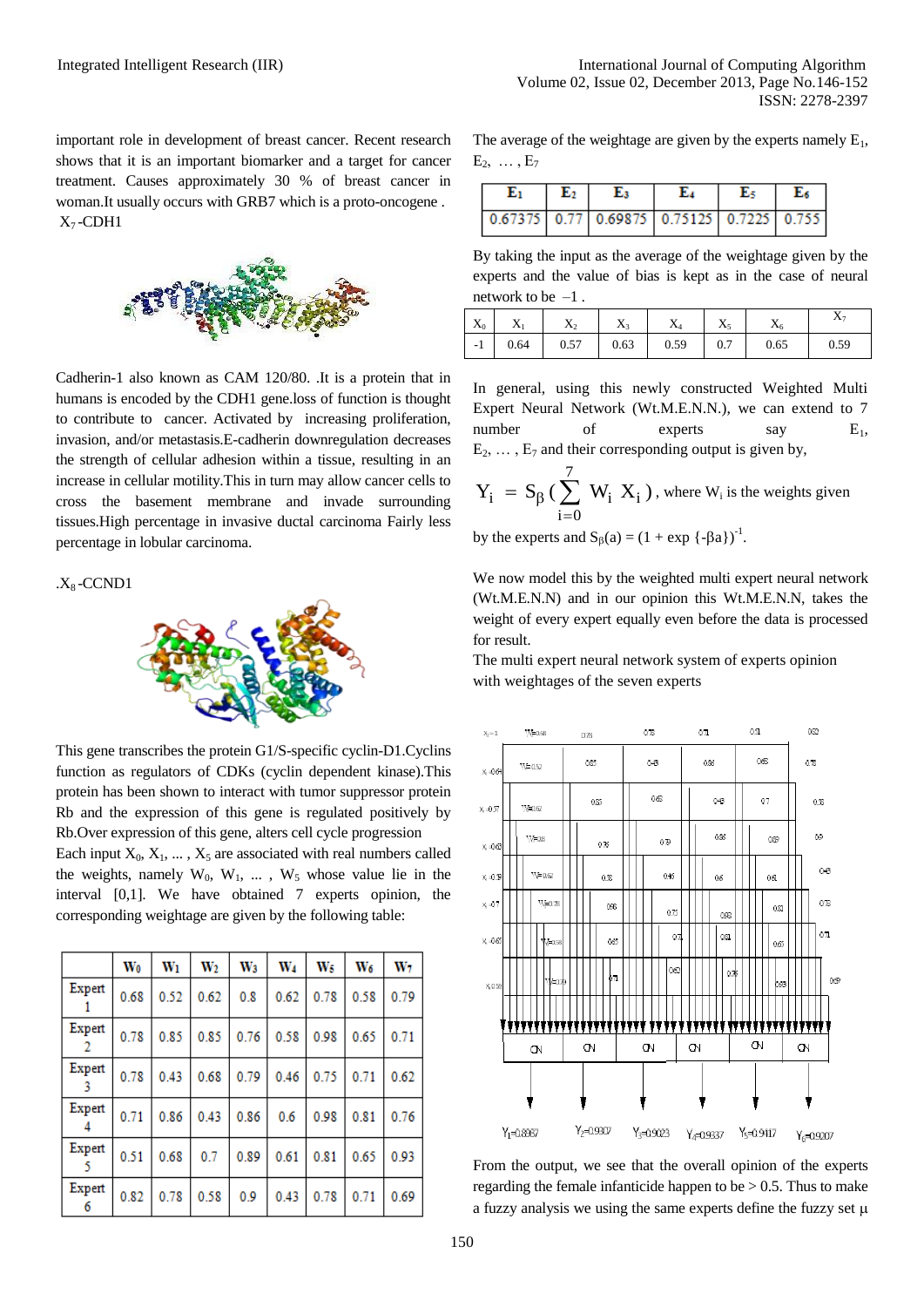important role in development of breast cancer. Recent research shows that it is an important biomarker and a target for cancer treatment. Causes approximately 30 % of breast cancer in woman.It usually occurs with GRB7 which is a proto-oncogene .

$X_7$-CDH1

Cadherin-1 also known as CAM 120/80. .It is a protein that in humans is encoded by the CDH1 gene.loss of function is thought to contribute to cancer. Activated by increasing proliferation, invasion, and/or metastasis.E-cadherin downregulation decreases the strength of cellular adhesion within a tissue, resulting in an increase in cellular motility.This in turn may allow cancer cells to cross the basement membrane and invade surrounding tissues.High percentage in invasive ductal carcinoma Fairly less percentage in lobular carcinoma.

.$X_8$-CCND1

This gene transcribes the protein G1/S-specific cyclin-D1.Cyclins function as regulators of CDKs (cyclin dependent kinase).This protein has been shown to interact with tumor suppressor protein Rb and the expression of this gene is regulated positively by Rb.Over expression of this gene, alters cell cycle progression

Each input $X_0, X_1, \ldots, X_5$ are associated with real numbers called the weights, namely $W_0, W_1, \ldots, W_5$ whose value lie in the interval [0,1]. We have obtained 7 experts opinion, the corresponding weightage are given by the following table:

| | $W_0$ | $W_1$ | $W_2$ | $W_3$ | $W_4$ | $W_5$ | $W_6$ | $W_7$ |
|---|---|---|---|---|---|---|---|---|
| Expert 1 | 0.68 | 0.52 | 0.62 | 0.8 | 0.62 | 0.78 | 0.58 | 0.79 |
| Expert 2 | 0.78 | 0.85 | 0.85 | 0.76 | 0.58 | 0.98 | 0.65 | 0.71 |
| Expert 3 | 0.78 | 0.43 | 0.68 | 0.79 | 0.46 | 0.75 | 0.71 | 0.62 |
| Expert 4 | 0.71 | 0.86 | 0.43 | 0.86 | 0.6 | 0.98 | 0.81 | 0.76 |
| Expert 5 | 0.51 | 0.68 | 0.7 | 0.89 | 0.61 | 0.81 | 0.65 | 0.93 |
| Expert 6 | 0.82 | 0.78 | 0.58 | 0.9 | 0.43 | 0.78 | 0.71 | 0.69 |

The average of the weightage are given by the experts namely $E_1, E_2, \ldots, E_7$

| $E_1$ | $E_2$ | $E_3$ | $E_4$ | $E_5$ | $E_6$ |
|---|---|---|---|---|---|
| 0.67375 | 0.77 | 0.69875 | 0.75125 | 0.7225 | 0.755 |

By taking the input as the average of the weightage given by the experts and the value of bias is kept as in the case of neural network to be –1 .

| $X_0$ | $X_1$ | $X_2$ | $X_3$ | $X_4$ | $X_5$ | $X_6$ | $X_7$ |
|---|---|---|---|---|---|---|---|
| -1 | 0.64 | 0.57 | 0.63 | 0.59 | 0.7 | 0.65 | 0.59 |

In general, using this newly constructed Weighted Multi Expert Neural Network (Wt.M.E.N.N.), we can extend to 7 number of experts say $E_1, E_2, \ldots, E_7$ and their corresponding output is given by,

$$Y_i = S_\beta \left( \sum_{i=0}^{7} W_i X_i \right)$$, where $W_i$ is the weights given by the experts and $S_\beta(a) = (1 + \exp\{-\beta a\})^{-1}$.

We now model this by the weighted multi expert neural network (Wt.M.E.N.N) and in our opinion this Wt.M.E.N.N, takes the weight of every expert equally even before the data is processed for result.

The multi expert neural network system of experts opinion with weightages of the seven experts

$Y_1=0.8987$ $Y_2=0.9307$ $Y_3=0.9023$ $Y_4=0.9037$ $Y_5=0.9417$ $Y_6=0.9207$

From the output, we see that the overall opinion of the experts regarding the female infanticide happen to be > 0.5. Thus to make a fuzzy analysis we using the same experts define the fuzzy set μ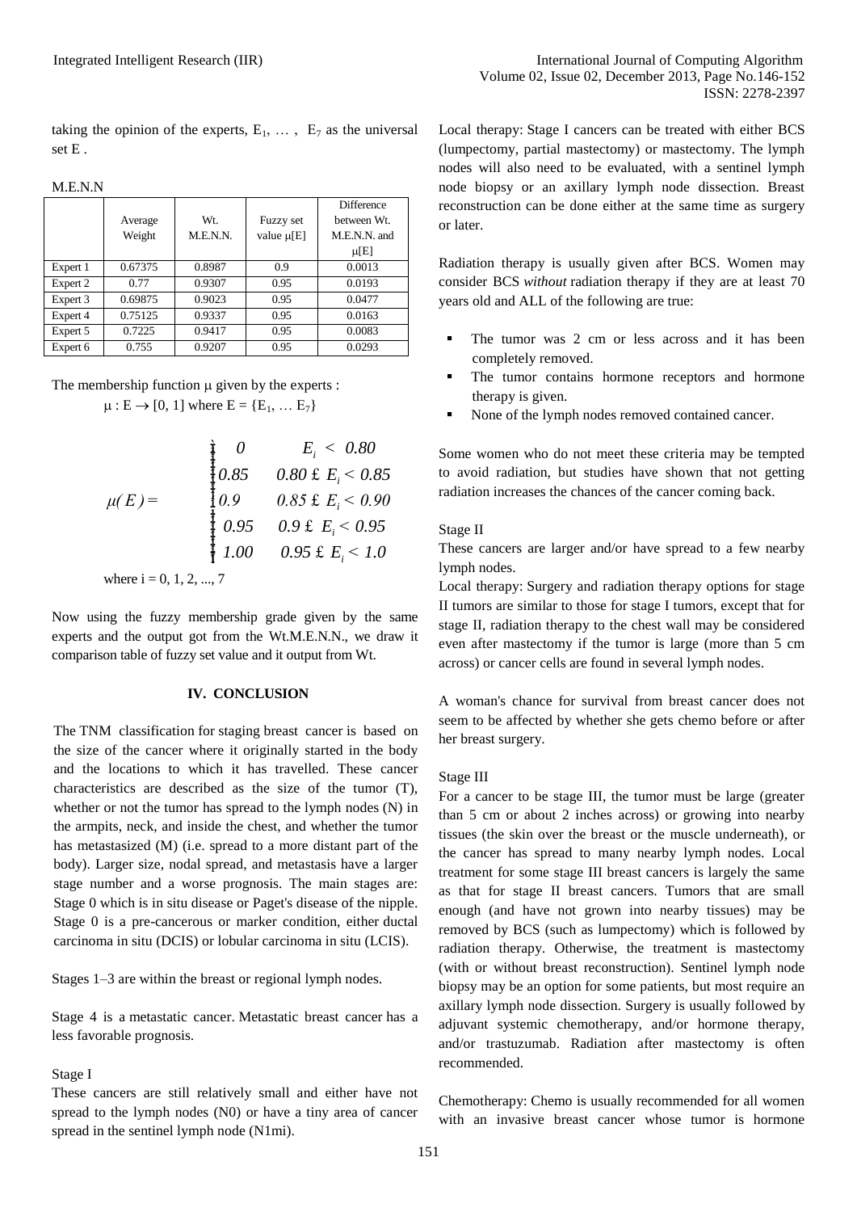taking the opinion of the experts, $E_1, \ldots, E_7$ as the universal set E .

M.E.N.N

| | Average Weight | Wt. M.E.N.N. | Fuzzy set value μ[E] | Difference between Wt. M.E.N.N. and μ[E] |
|---|---|---|---|---|
| Expert 1 | 0.67375 | 0.8987 | 0.9 | 0.0013 |
| Expert 2 | 0.77 | 0.9307 | 0.95 | 0.0193 |
| Expert 3 | 0.69875 | 0.9023 | 0.95 | 0.0477 |
| Expert 4 | 0.75125 | 0.9337 | 0.95 | 0.0163 |
| Expert 5 | 0.7225 | 0.9417 | 0.95 | 0.0083 |
| Expert 6 | 0.755 | 0.9207 | 0.95 | 0.0293 |

The membership function μ given by the experts :

$\mu : E \rightarrow [0, 1]$ where $E = \{E_1, \ldots E_7\}$

$$\mu(E) = \begin{cases} 0 & E_i < 0.80 \\ 0.85 & 0.80 \le E_i < 0.85 \\ 0.9 & 0.85 \le E_i < 0.90 \\ 0.95 & 0.9 \le E_i < 0.95 \\ 1.00 & 0.95 \le E_i < 1.0 \end{cases}$$

where i = 0, 1, 2, ..., 7

Now using the fuzzy membership grade given by the same experts and the output got from the Wt.M.E.N.N., we draw it comparison table of fuzzy set value and it output from Wt.

## IV. CONCLUSION

The TNM classification for staging breast cancer is based on the size of the cancer where it originally started in the body and the locations to which it has travelled. These cancer characteristics are described as the size of the tumor (T), whether or not the tumor has spread to the lymph nodes (N) in the armpits, neck, and inside the chest, and whether the tumor has metastasized (M) (i.e. spread to a more distant part of the body). Larger size, nodal spread, and metastasis have a larger stage number and a worse prognosis. The main stages are: Stage 0 which is in situ disease or Paget's disease of the nipple. Stage 0 is a pre-cancerous or marker condition, either ductal carcinoma in situ (DCIS) or lobular carcinoma in situ (LCIS).

Stages 1–3 are within the breast or regional lymph nodes.

Stage 4 is a metastatic cancer. Metastatic breast cancer has a less favorable prognosis.

Stage I

These cancers are still relatively small and either have not spread to the lymph nodes (N0) or have a tiny area of cancer spread in the sentinel lymph node (N1mi).

Local therapy: Stage I cancers can be treated with either BCS (lumpectomy, partial mastectomy) or mastectomy. The lymph nodes will also need to be evaluated, with a sentinel lymph node biopsy or an axillary lymph node dissection. Breast reconstruction can be done either at the same time as surgery or later.

Radiation therapy is usually given after BCS. Women may consider BCS *without* radiation therapy if they are at least 70 years old and ALL of the following are true:

- The tumor was 2 cm or less across and it has been completely removed.
- The tumor contains hormone receptors and hormone therapy is given.
- None of the lymph nodes removed contained cancer.

Some women who do not meet these criteria may be tempted to avoid radiation, but studies have shown that not getting radiation increases the chances of the cancer coming back.

Stage II

These cancers are larger and/or have spread to a few nearby lymph nodes.

Local therapy: Surgery and radiation therapy options for stage II tumors are similar to those for stage I tumors, except that for stage II, radiation therapy to the chest wall may be considered even after mastectomy if the tumor is large (more than 5 cm across) or cancer cells are found in several lymph nodes.

A woman's chance for survival from breast cancer does not seem to be affected by whether she gets chemo before or after her breast surgery.

Stage III

For a cancer to be stage III, the tumor must be large (greater than 5 cm or about 2 inches across) or growing into nearby tissues (the skin over the breast or the muscle underneath), or the cancer has spread to many nearby lymph nodes. Local treatment for some stage III breast cancers is largely the same as that for stage II breast cancers. Tumors that are small enough (and have not grown into nearby tissues) may be removed by BCS (such as lumpectomy) which is followed by radiation therapy. Otherwise, the treatment is mastectomy (with or without breast reconstruction). Sentinel lymph node biopsy may be an option for some patients, but most require an axillary lymph node dissection. Surgery is usually followed by adjuvant systemic chemotherapy, and/or hormone therapy, and/or trastuzumab. Radiation after mastectomy is often recommended.

Chemotherapy: Chemo is usually recommended for all women with an invasive breast cancer whose tumor is hormone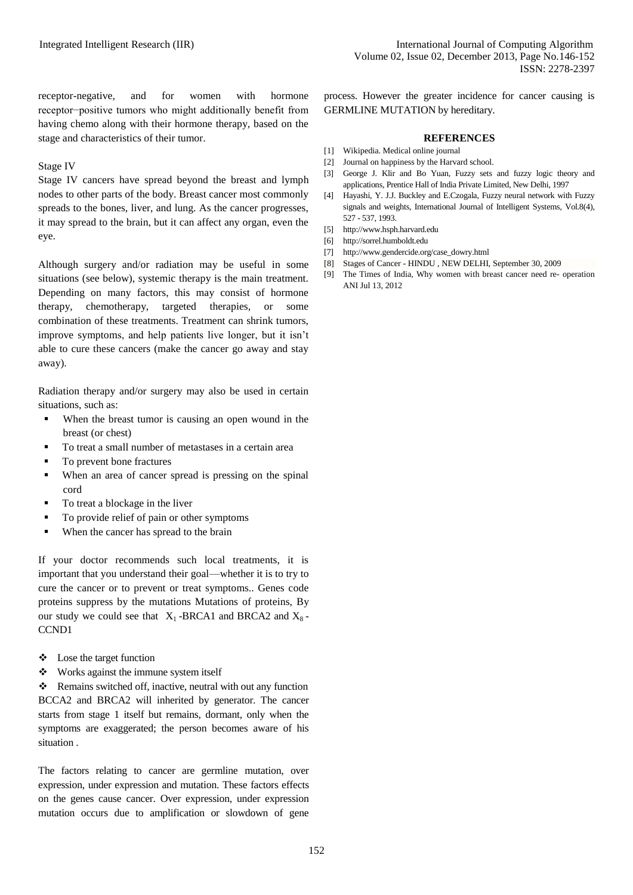receptor-negative, and for women with hormone receptor−positive tumors who might additionally benefit from having chemo along with their hormone therapy, based on the stage and characteristics of their tumor.

Stage IV

Stage IV cancers have spread beyond the breast and lymph nodes to other parts of the body. Breast cancer most commonly spreads to the bones, liver, and lung. As the cancer progresses, it may spread to the brain, but it can affect any organ, even the eye.

Although surgery and/or radiation may be useful in some situations (see below), systemic therapy is the main treatment. Depending on many factors, this may consist of hormone therapy, chemotherapy, targeted therapies, or some combination of these treatments. Treatment can shrink tumors, improve symptoms, and help patients live longer, but it isn't able to cure these cancers (make the cancer go away and stay away).

Radiation therapy and/or surgery may also be used in certain situations, such as:

- When the breast tumor is causing an open wound in the breast (or chest)
- To treat a small number of metastases in a certain area
- To prevent bone fractures
- When an area of cancer spread is pressing on the spinal cord
- To treat a blockage in the liver
- To provide relief of pain or other symptoms
- When the cancer has spread to the brain

If your doctor recommends such local treatments, it is important that you understand their goal—whether it is to try to cure the cancer or to prevent or treat symptoms.. Genes code proteins suppress by the mutations Mutations of proteins, By our study we could see that $X_1$ -BRCA1 and BRCA2 and $X_8$ - CCND1

- Lose the target function
- Works against the immune system itself
- Remains switched off, inactive, neutral with out any function

BCCA2 and BRCA2 will inherited by generator. The cancer starts from stage 1 itself but remains, dormant, only when the symptoms are exaggerated; the person becomes aware of his situation .

The factors relating to cancer are germline mutation, over expression, under expression and mutation. These factors effects on the genes cause cancer. Over expression, under expression mutation occurs due to amplification or slowdown of gene process. However the greater incidence for cancer causing is GERMLINE MUTATION by hereditary.

## REFERENCES

[1] Wikipedia. Medical online journal

[2] Journal on happiness by the Harvard school.

[3] George J. Klir and Bo Yuan, Fuzzy sets and fuzzy logic theory and applications, Prentice Hall of India Private Limited, New Delhi, 1997

[4] Hayashi, Y. J.J. Buckley and E.Czogala, Fuzzy neural network with Fuzzy signals and weights, International Journal of Intelligent Systems, Vol.8(4), 527 - 537, 1993.

[5] http://www.hsph.harvard.edu

[6] http://sorrel.humboldt.edu

[7] http://www.gendercide.org/case_dowry.html

[8] Stages of Cancer - HINDU , NEW DELHI, September 30, 2009

[9] The Times of India, Why women with breast cancer need re- operation ANI Jul 13, 2012